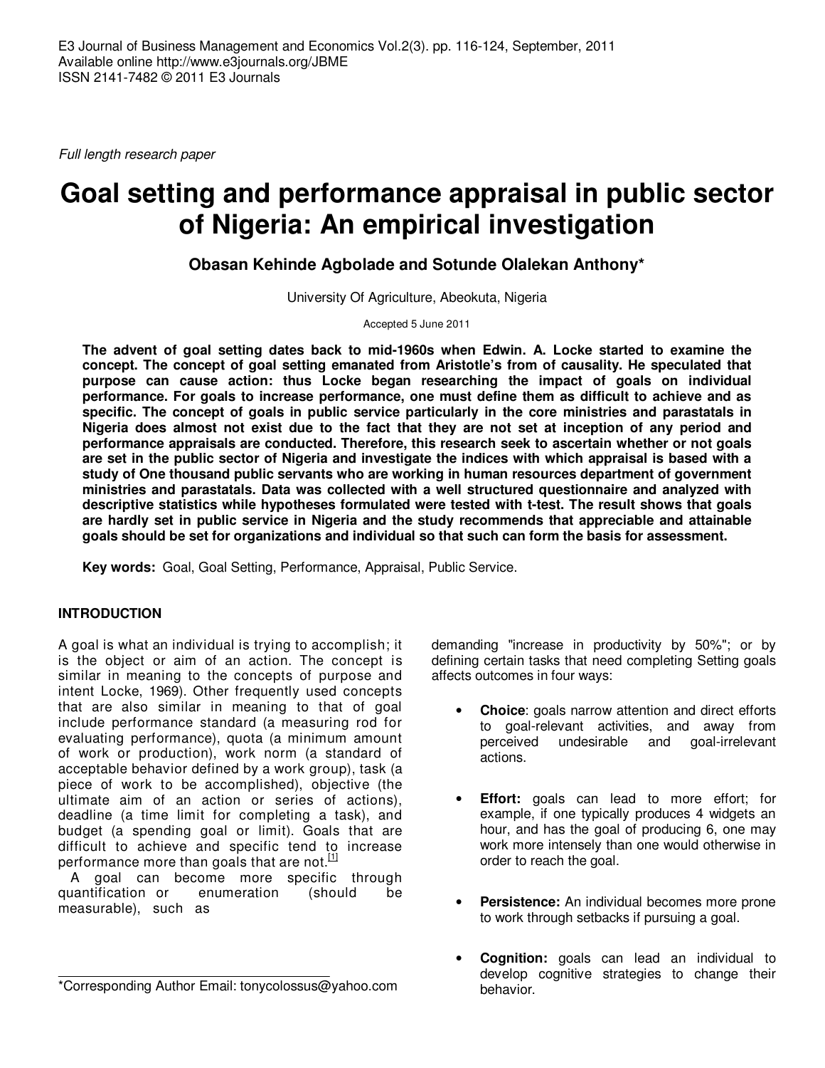*Full length research paper*

# Goal setting and performance appraisal in public sector of Nigeria: An empirical investigation

**Obasan Kehinde Agbolade and Sotunde Olalekan Anthony***

University Of Agriculture, Abeokuta, Nigeria

Accepted 5 June 2011

**The advent of goal setting dates back to mid-1960s when Edwin. A. Locke started to examine the concept. The concept of goal setting emanated from Aristotle's from of causality. He speculated that purpose can cause action: thus Locke began researching the impact of goals on individual performance. For goals to increase performance, one must define them as difficult to achieve and as specific. The concept of goals in public service particularly in the core ministries and parastatals in Nigeria does almost not exist due to the fact that they are not set at inception of any period and performance appraisals are conducted. Therefore, this research seek to ascertain whether or not goals are set in the public sector of Nigeria and investigate the indices with which appraisal is based with a study of One thousand public servants who are working in human resources department of government ministries and parastatals. Data was collected with a well structured questionnaire and analyzed with descriptive statistics while hypotheses formulated were tested with t-test. The result shows that goals are hardly set in public service in Nigeria and the study recommends that appreciable and attainable goals should be set for organizations and individual so that such can form the basis for assessment.**

**Key words:** Goal, Goal Setting, Performance, Appraisal, Public Service.

## INTRODUCTION

A goal is what an individual is trying to accomplish; it is the object or aim of an action. The concept is similar in meaning to the concepts of purpose and intent Locke, 1969). Other frequently used concepts that are also similar in meaning to that of goal include performance standard (a measuring rod for evaluating performance), quota (a minimum amount of work or production), work norm (a standard of acceptable behavior defined by a work group), task (a piece of work to be accomplished), objective (the ultimate aim of an action or series of actions), deadline (a time limit for completing a task), and budget (a spending goal or limit). Goals that are difficult to achieve and specific tend to increase performance more than goals that are not.[1]

A goal can become more specific through quantification or enumeration (should be measurable), such as demanding "increase in productivity by 50%"; or by defining certain tasks that need completing Setting goals affects outcomes in four ways:

- **Choice**: goals narrow attention and direct efforts to goal-relevant activities, and away from perceived undesirable and goal-irrelevant actions.
- **Effort:** goals can lead to more effort; for example, if one typically produces 4 widgets an hour, and has the goal of producing 6, one may work more intensely than one would otherwise in order to reach the goal.
- **Persistence:** An individual becomes more prone to work through setbacks if pursuing a goal.
- **Cognition:** goals can lead an individual to develop cognitive strategies to change their behavior.

*Corresponding Author Email: tonycolossus@yahoo.com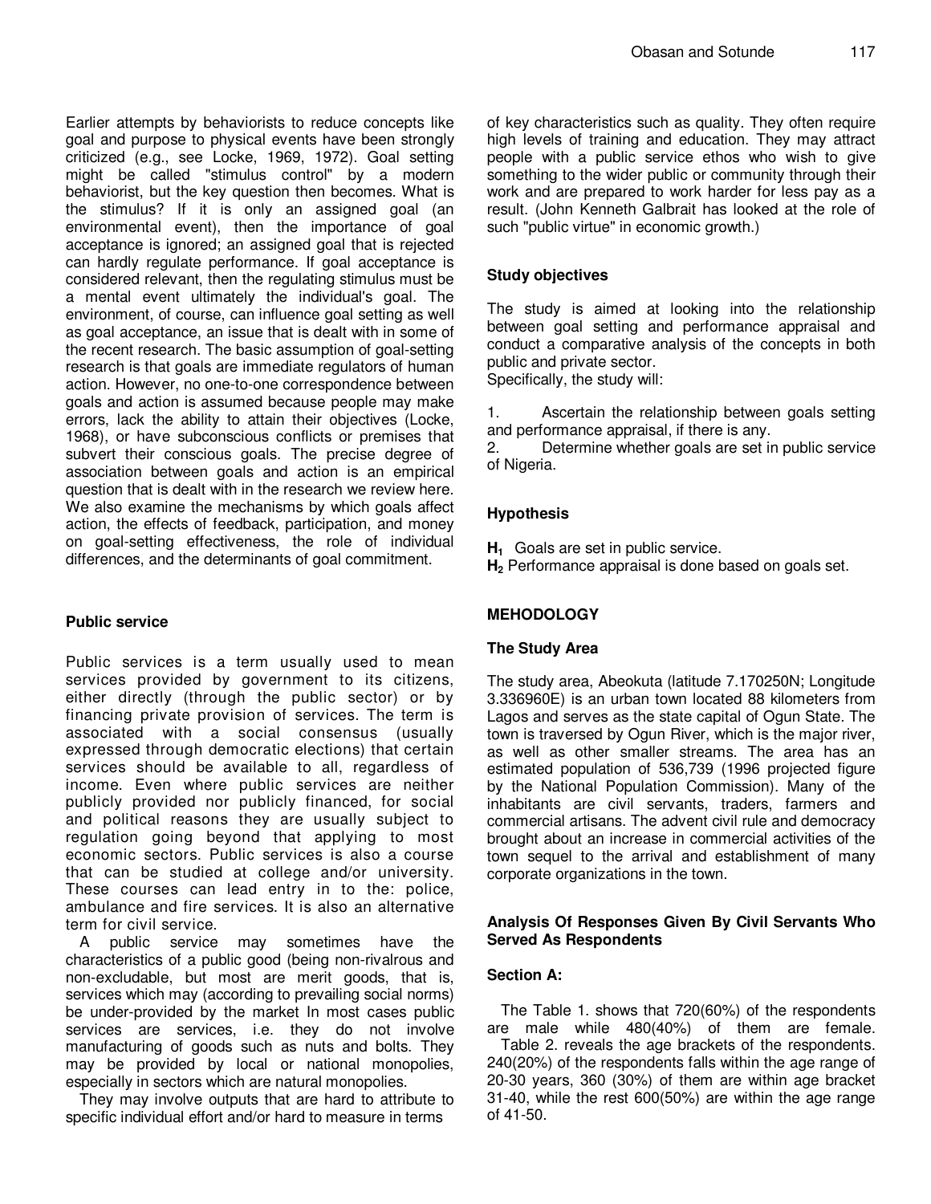Earlier attempts by behaviorists to reduce concepts like goal and purpose to physical events have been strongly criticized (e.g., see Locke, 1969, 1972). Goal setting might be called "stimulus control" by a modern behaviorist, but the key question then becomes. What is the stimulus? If it is only an assigned goal (an environmental event), then the importance of goal acceptance is ignored; an assigned goal that is rejected can hardly regulate performance. If goal acceptance is considered relevant, then the regulating stimulus must be a mental event ultimately the individual's goal. The environment, of course, can influence goal setting as well as goal acceptance, an issue that is dealt with in some of the recent research. The basic assumption of goal-setting research is that goals are immediate regulators of human action. However, no one-to-one correspondence between goals and action is assumed because people may make errors, lack the ability to attain their objectives (Locke, 1968), or have subconscious conflicts or premises that subvert their conscious goals. The precise degree of association between goals and action is an empirical question that is dealt with in the research we review here. We also examine the mechanisms by which goals affect action, the effects of feedback, participation, and money on goal-setting effectiveness, the role of individual differences, and the determinants of goal commitment.

### Public service

Public services is a term usually used to mean services provided by government to its citizens, either directly (through the public sector) or by financing private provision of services. The term is associated with a social consensus (usually expressed through democratic elections) that certain services should be available to all, regardless of income. Even where public services are neither publicly provided nor publicly financed, for social and political reasons they are usually subject to regulation going beyond that applying to most economic sectors. Public services is also a course that can be studied at college and/or university. These courses can lead entry in to the: police, ambulance and fire services. It is also an alternative term for civil service.

A public service may sometimes have the characteristics of a public good (being non-rivalrous and non-excludable, but most are merit goods, that is, services which may (according to prevailing social norms) be under-provided by the market In most cases public services are services, i.e. they do not involve manufacturing of goods such as nuts and bolts. They may be provided by local or national monopolies, especially in sectors which are natural monopolies.

They may involve outputs that are hard to attribute to specific individual effort and/or hard to measure in terms of key characteristics such as quality. They often require high levels of training and education. They may attract people with a public service ethos who wish to give something to the wider public or community through their work and are prepared to work harder for less pay as a result. (John Kenneth Galbrait has looked at the role of such "public virtue" in economic growth.)

### Study objectives

The study is aimed at looking into the relationship between goal setting and performance appraisal and conduct a comparative analysis of the concepts in both public and private sector.
Specifically, the study will:

1. Ascertain the relationship between goals setting and performance appraisal, if there is any.
2. Determine whether goals are set in public service of Nigeria.

### Hypothesis

**$H_1$** Goals are set in public service.
**$H_2$** Performance appraisal is done based on goals set.

## MEHODOLOGY

### The Study Area

The study area, Abeokuta (latitude 7.170250N; Longitude 3.336960E) is an urban town located 88 kilometers from Lagos and serves as the state capital of Ogun State. The town is traversed by Ogun River, which is the major river, as well as other smaller streams. The area has an estimated population of 536,739 (1996 projected figure by the National Population Commission). Many of the inhabitants are civil servants, traders, farmers and commercial artisans. The advent civil rule and democracy brought about an increase in commercial activities of the town sequel to the arrival and establishment of many corporate organizations in the town.

### Analysis Of Responses Given By Civil Servants Who Served As Respondents

### Section A:

The Table 1. shows that 720(60%) of the respondents are male while 480(40%) of them are female.

Table 2. reveals the age brackets of the respondents. 240(20%) of the respondents falls within the age range of 20-30 years, 360 (30%) of them are within age bracket 31-40, while the rest 600(50%) are within the age range of 41-50.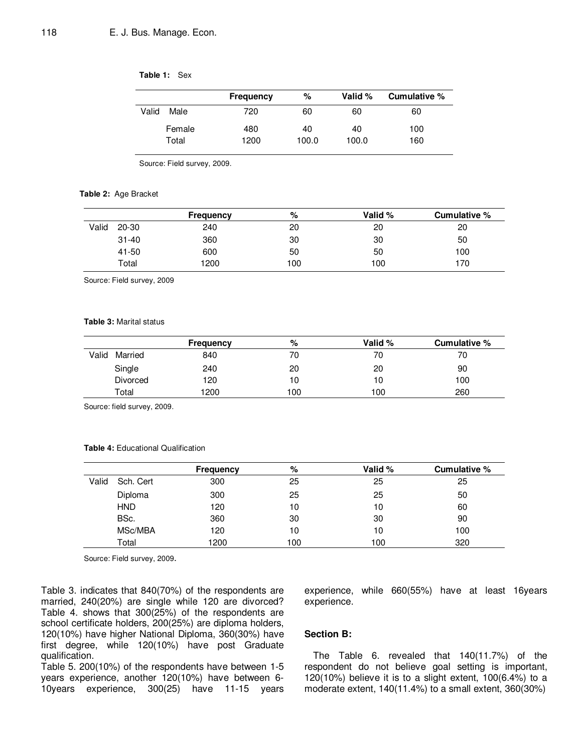**Table 1:** Sex

| | | Frequency | % | Valid % | Cumulative % |
|---|---|---|---|---|---|
| Valid | Male | 720 | 60 | 60 | 60 |
| | Female | 480 | 40 | 40 | 100 |
| | Total | 1200 | 100.0 | 100.0 | 160 |

Source: Field survey, 2009.

**Table 2:** Age Bracket

| | | Frequency | % | Valid % | Cumulative % |
|---|---|---|---|---|---|
| Valid | 20-30 | 240 | 20 | 20 | 20 |
| | 31-40 | 360 | 30 | 30 | 50 |
| | 41-50 | 600 | 50 | 50 | 100 |
| | Total | 1200 | 100 | 100 | 170 |

Source: Field survey, 2009

**Table 3:** Marital status

| | | Frequency | % | Valid % | Cumulative % |
|---|---|---|---|---|---|
| Valid | Married | 840 | 70 | 70 | 70 |
| | Single | 240 | 20 | 20 | 90 |
| | Divorced | 120 | 10 | 10 | 100 |
| | Total | 1200 | 100 | 100 | 260 |

Source: field survey, 2009.

**Table 4:** Educational Qualification

| | | Frequency | % | Valid % | Cumulative % |
|---|---|---|---|---|---|
| Valid | Sch. Cert | 300 | 25 | 25 | 25 |
| | Diploma | 300 | 25 | 25 | 50 |
| | HND | 120 | 10 | 10 | 60 |
| | BSc. | 360 | 30 | 30 | 90 |
| | MSc/MBA | 120 | 10 | 10 | 100 |
| | Total | 1200 | 100 | 100 | 320 |

Source: Field survey, 2009.

Table 3. indicates that 840(70%) of the respondents are married, 240(20%) are single while 120 are divorced? Table 4. shows that 300(25%) of the respondents are school certificate holders, 200(25%) are diploma holders, 120(10%) have higher National Diploma, 360(30%) have first degree, while 120(10%) have post Graduate qualification.

Table 5. 200(10%) of the respondents have between 1-5 years experience, another 120(10%) have between 6-10years experience, 300(25) have 11-15 years experience, while 660(55%) have at least 16years experience.

## Section B:

The Table 6. revealed that 140(11.7%) of the respondent do not believe goal setting is important, 120(10%) believe it is to a slight extent, 100(6.4%) to a moderate extent, 140(11.4%) to a small extent, 360(30%)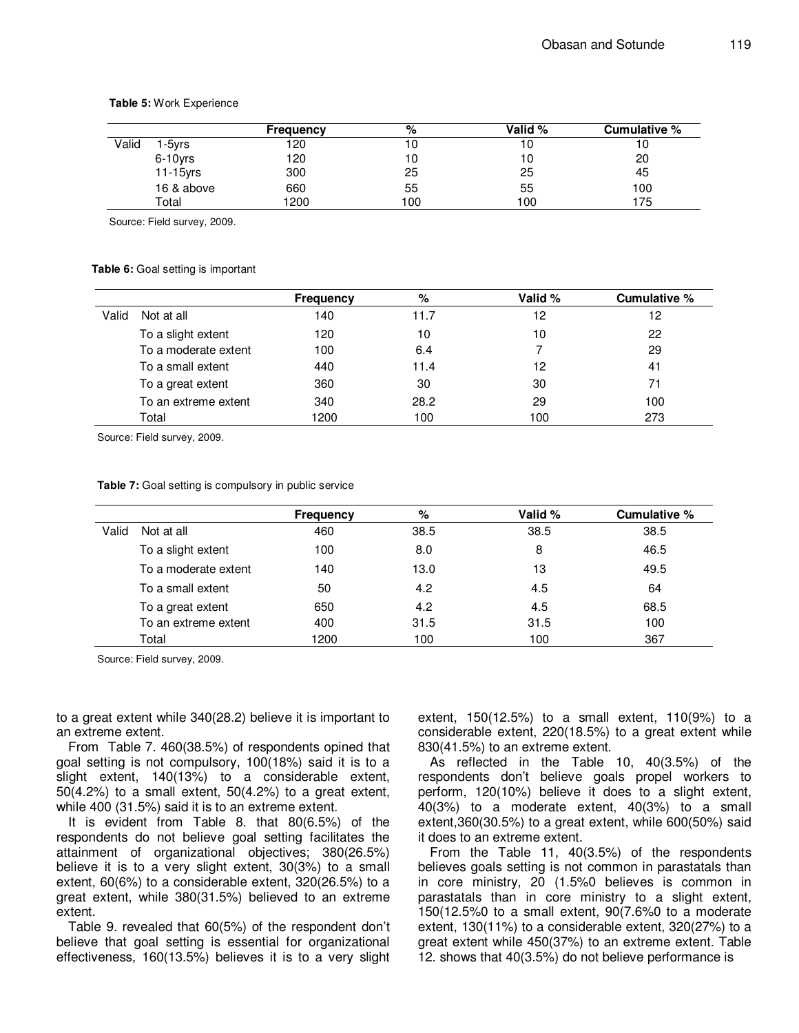**Table 5:** Work Experience

| | | Frequency | % | Valid % | Cumulative % |
|---|---|---|---|---|---|
| Valid | 1-5yrs | 120 | 10 | 10 | 10 |
| | 6-10yrs | 120 | 10 | 10 | 20 |
| | 11-15yrs | 300 | 25 | 25 | 45 |
| | 16 & above | 660 | 55 | 55 | 100 |
| | Total | 1200 | 100 | 100 | 175 |

Source: Field survey, 2009.

**Table 6:** Goal setting is important

| | | Frequency | % | Valid % | Cumulative % |
|---|---|---|---|---|---|
| Valid | Not at all | 140 | 11.7 | 12 | 12 |
| | To a slight extent | 120 | 10 | 10 | 22 |
| | To a moderate extent | 100 | 6.4 | 7 | 29 |
| | To a small extent | 440 | 11.4 | 12 | 41 |
| | To a great extent | 360 | 30 | 30 | 71 |
| | To an extreme extent | 340 | 28.2 | 29 | 100 |
| | Total | 1200 | 100 | 100 | 273 |

Source: Field survey, 2009.

**Table 7:** Goal setting is compulsory in public service

| | | Frequency | % | Valid % | Cumulative % |
|---|---|---|---|---|---|
| Valid | Not at all | 460 | 38.5 | 38.5 | 38.5 |
| | To a slight extent | 100 | 8.0 | 8 | 46.5 |
| | To a moderate extent | 140 | 13.0 | 13 | 49.5 |
| | To a small extent | 50 | 4.2 | 4.5 | 64 |
| | To a great extent | 650 | 4.2 | 4.5 | 68.5 |
| | To an extreme extent | 400 | 31.5 | 31.5 | 100 |
| | Total | 1200 | 100 | 100 | 367 |

Source: Field survey, 2009.

to a great extent while 340(28.2) believe it is important to an extreme extent.

From Table 7. 460(38.5%) of respondents opined that goal setting is not compulsory, 100(18%) said it is to a slight extent, 140(13%) to a considerable extent, 50(4.2%) to a small extent, 50(4.2%) to a great extent, while 400 (31.5%) said it is to an extreme extent.

It is evident from Table 8. that 80(6.5%) of the respondents do not believe goal setting facilitates the attainment of organizational objectives; 380(26.5%) believe it is to a very slight extent, 30(3%) to a small extent, 60(6%) to a considerable extent, 320(26.5%) to a great extent, while 380(31.5%) believed to an extreme extent.

Table 9. revealed that 60(5%) of the respondent don't believe that goal setting is essential for organizational effectiveness, 160(13.5%) believes it is to a very slight extent, 150(12.5%) to a small extent, 110(9%) to a considerable extent, 220(18.5%) to a great extent while 830(41.5%) to an extreme extent.

As reflected in the Table 10, 40(3.5%) of the respondents don't believe goals propel workers to perform, 120(10%) believe it does to a slight extent, 40(3%) to a moderate extent, 40(3%) to a small extent,360(30.5%) to a great extent, while 600(50%) said it does to an extreme extent.

From the Table 11, 40(3.5%) of the respondents believes goals setting is not common in parastatals than in core ministry, 20 (1.5%0 believes is common in parastatals than in core ministry to a slight extent, 150(12.5%0 to a small extent, 90(7.6%0 to a moderate extent, 130(11%) to a considerable extent, 320(27%) to a great extent while 450(37%) to an extreme extent. Table 12. shows that 40(3.5%) do not believe performance is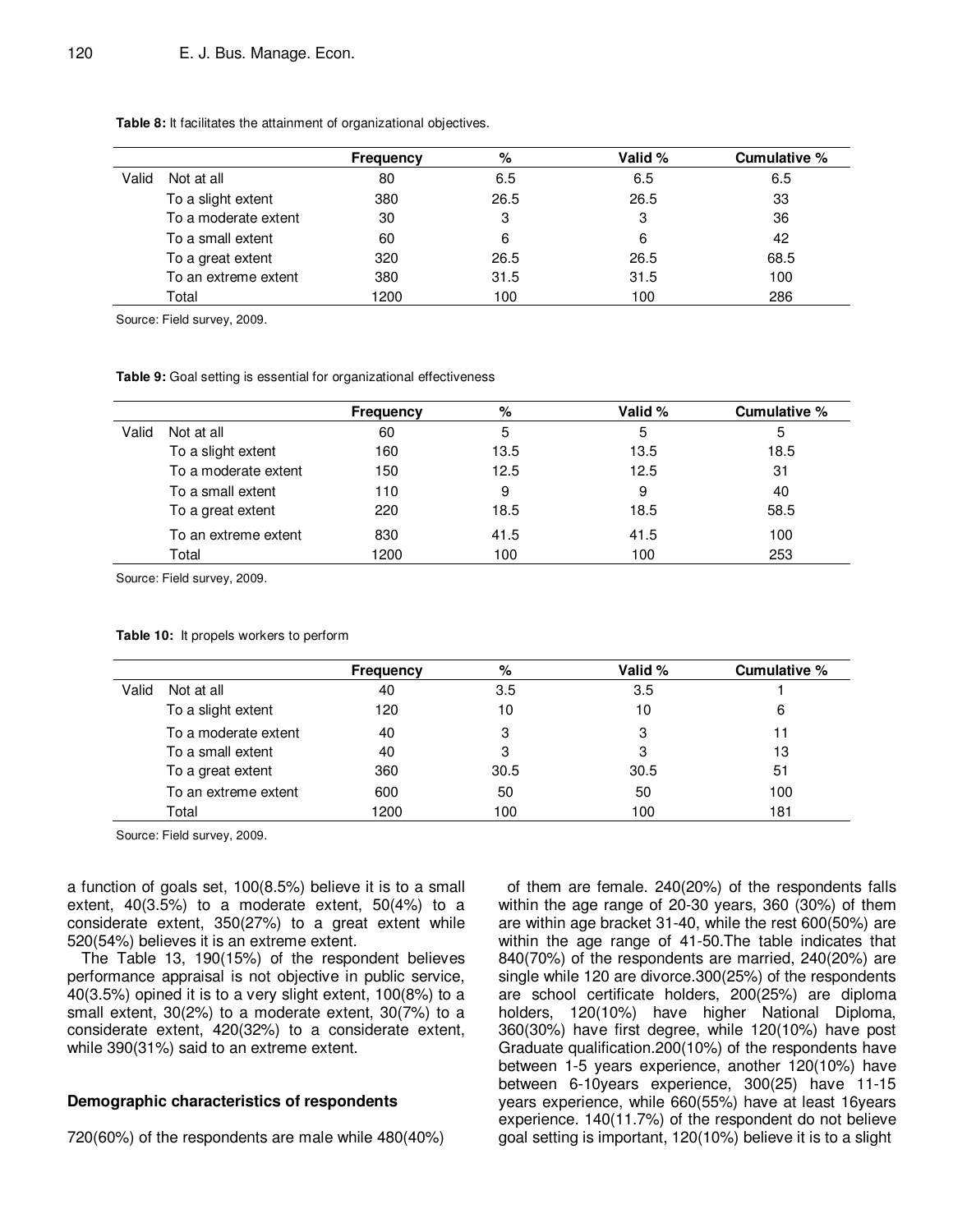**Table 8:** It facilitates the attainment of organizational objectives.

| | | Frequency | % | Valid % | Cumulative % |
|---|---|---|---|---|---|
| Valid | Not at all | 80 | 6.5 | 6.5 | 6.5 |
| | To a slight extent | 380 | 26.5 | 26.5 | 33 |
| | To a moderate extent | 30 | 3 | 3 | 36 |
| | To a small extent | 60 | 6 | 6 | 42 |
| | To a great extent | 320 | 26.5 | 26.5 | 68.5 |
| | To an extreme extent | 380 | 31.5 | 31.5 | 100 |
| | Total | 1200 | 100 | 100 | 286 |

Source: Field survey, 2009.

**Table 9:** Goal setting is essential for organizational effectiveness

| | | Frequency | % | Valid % | Cumulative % |
|---|---|---|---|---|---|
| Valid | Not at all | 60 | 5 | 5 | 5 |
| | To a slight extent | 160 | 13.5 | 13.5 | 18.5 |
| | To a moderate extent | 150 | 12.5 | 12.5 | 31 |
| | To a small extent | 110 | 9 | 9 | 40 |
| | To a great extent | 220 | 18.5 | 18.5 | 58.5 |
| | To an extreme extent | 830 | 41.5 | 41.5 | 100 |
| | Total | 1200 | 100 | 100 | 253 |

Source: Field survey, 2009.

**Table 10:** It propels workers to perform

| | | Frequency | % | Valid % | Cumulative % |
|---|---|---|---|---|---|
| Valid | Not at all | 40 | 3.5 | 3.5 | 1 |
| | To a slight extent | 120 | 10 | 10 | 6 |
| | To a moderate extent | 40 | 3 | 3 | 11 |
| | To a small extent | 40 | 3 | 3 | 13 |
| | To a great extent | 360 | 30.5 | 30.5 | 51 |
| | To an extreme extent | 600 | 50 | 50 | 100 |
| | Total | 1200 | 100 | 100 | 181 |

Source: Field survey, 2009.

a function of goals set, 100(8.5%) believe it is to a small extent, 40(3.5%) to a moderate extent, 50(4%) to a considerate extent, 350(27%) to a great extent while 520(54%) believes it is an extreme extent.

The Table 13, 190(15%) of the respondent believes performance appraisal is not objective in public service, 40(3.5%) opined it is to a very slight extent, 100(8%) to a small extent, 30(2%) to a moderate extent, 30(7%) to a considerate extent, 420(32%) to a considerate extent, while 390(31%) said to an extreme extent.

### Demographic characteristics of respondents

720(60%) of the respondents are male while 480(40%) of them are female. 240(20%) of the respondents falls within the age range of 20-30 years, 360 (30%) of them are within age bracket 31-40, while the rest 600(50%) are within the age range of 41-50.The table indicates that 840(70%) of the respondents are married, 240(20%) are single while 120 are divorce.300(25%) of the respondents are school certificate holders, 200(25%) are diploma holders, 120(10%) have higher National Diploma, 360(30%) have first degree, while 120(10%) have post Graduate qualification.200(10%) of the respondents have between 1-5 years experience, another 120(10%) have between 6-10years experience, 300(25) have 11-15 years experience, while 660(55%) have at least 16years experience. 140(11.7%) of the respondent do not believe goal setting is important, 120(10%) believe it is to a slight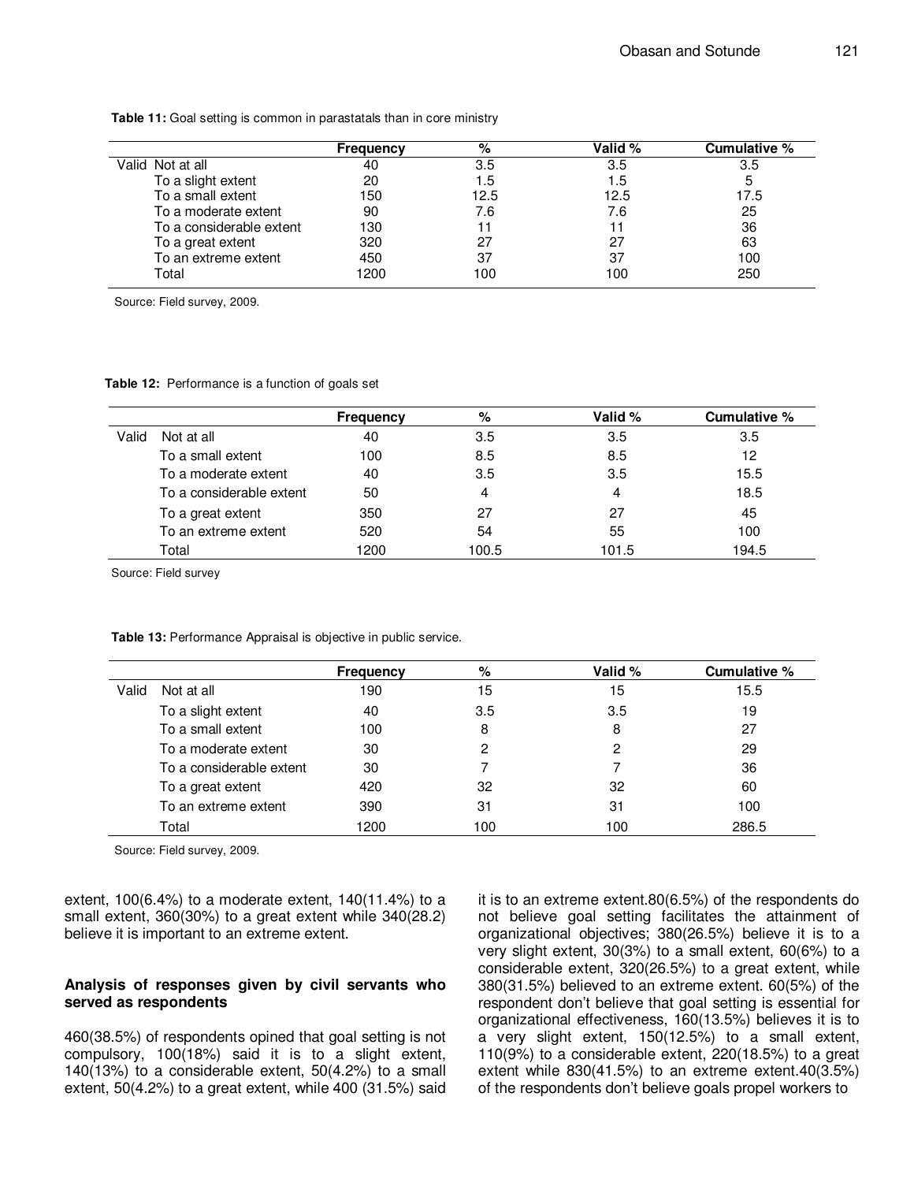**Table 11:** Goal setting is common in parastatals than in core ministry

| | | Frequency | % | Valid % | Cumulative % |
|---|---|---|---|---|---|
| Valid | Not at all | 40 | 3.5 | 3.5 | 3.5 |
| | To a slight extent | 20 | 1.5 | 1.5 | 5 |
| | To a small extent | 150 | 12.5 | 12.5 | 17.5 |
| | To a moderate extent | 90 | 7.6 | 7.6 | 25 |
| | To a considerable extent | 130 | 11 | 11 | 36 |
| | To a great extent | 320 | 27 | 27 | 63 |
| | To an extreme extent | 450 | 37 | 37 | 100 |
| | Total | 1200 | 100 | 100 | 250 |

Source: Field survey, 2009.

**Table 12:** Performance is a function of goals set

| | | Frequency | % | Valid % | Cumulative % |
|---|---|---|---|---|---|
| Valid | Not at all | 40 | 3.5 | 3.5 | 3.5 |
| | To a small extent | 100 | 8.5 | 8.5 | 12 |
| | To a moderate extent | 40 | 3.5 | 3.5 | 15.5 |
| | To a considerable extent | 50 | 4 | 4 | 18.5 |
| | To a great extent | 350 | 27 | 27 | 45 |
| | To an extreme extent | 520 | 54 | 55 | 100 |
| | Total | 1200 | 100.5 | 101.5 | 194.5 |

Source: Field survey

**Table 13:** Performance Appraisal is objective in public service.

| | | Frequency | % | Valid % | Cumulative % |
|---|---|---|---|---|---|
| Valid | Not at all | 190 | 15 | 15 | 15.5 |
| | To a slight extent | 40 | 3.5 | 3.5 | 19 |
| | To a small extent | 100 | 8 | 8 | 27 |
| | To a moderate extent | 30 | 2 | 2 | 29 |
| | To a considerable extent | 30 | 7 | 7 | 36 |
| | To a great extent | 420 | 32 | 32 | 60 |
| | To an extreme extent | 390 | 31 | 31 | 100 |
| | Total | 1200 | 100 | 100 | 286.5 |

Source: Field survey, 2009.

extent, 100(6.4%) to a moderate extent, 140(11.4%) to a small extent, 360(30%) to a great extent while 340(28.2) believe it is important to an extreme extent.

### Analysis of responses given by civil servants who served as respondents

460(38.5%) of respondents opined that goal setting is not compulsory, 100(18%) said it is to a slight extent, 140(13%) to a considerable extent, 50(4.2%) to a small extent, 50(4.2%) to a great extent, while 400 (31.5%) said it is to an extreme extent.80(6.5%) of the respondents do not believe goal setting facilitates the attainment of organizational objectives; 380(26.5%) believe it is to a very slight extent, 30(3%) to a small extent, 60(6%) to a considerable extent, 320(26.5%) to a great extent, while 380(31.5%) believed to an extreme extent. 60(5%) of the respondent don't believe that goal setting is essential for organizational effectiveness, 160(13.5%) believes it is to a very slight extent, 150(12.5%) to a small extent, 110(9%) to a considerable extent, 220(18.5%) to a great extent while 830(41.5%) to an extreme extent.40(3.5%) of the respondents don't believe goals propel workers to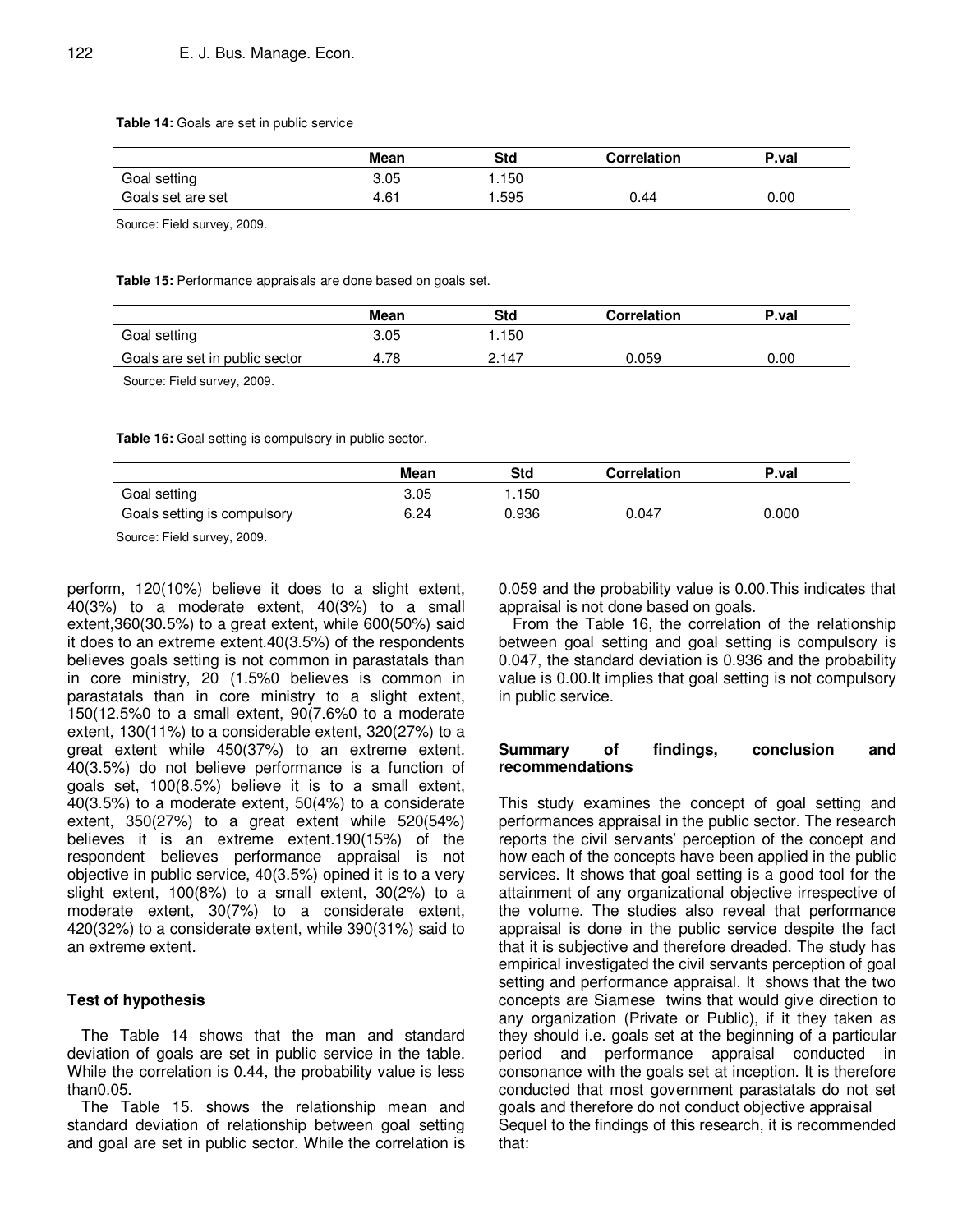**Table 14:** Goals are set in public service

| | Mean | Std | Correlation | P.val |
|---|---|---|---|---|
| Goal setting | 3.05 | 1.150 | | |
| Goals set are set | 4.61 | 1.595 | 0.44 | 0.00 |

Source: Field survey, 2009.

**Table 15:** Performance appraisals are done based on goals set.

| | Mean | Std | Correlation | P.val |
|---|---|---|---|---|
| Goal setting | 3.05 | 1.150 | | |
| Goals are set in public sector | 4.78 | 2.147 | 0.059 | 0.00 |

Source: Field survey, 2009.

**Table 16:** Goal setting is compulsory in public sector.

| | Mean | Std | Correlation | P.val |
|---|---|---|---|---|
| Goal setting | 3.05 | 1.150 | | |
| Goals setting is compulsory | 6.24 | 0.936 | 0.047 | 0.000 |

Source: Field survey, 2009.

perform, 120(10%) believe it does to a slight extent, 40(3%) to a moderate extent, 40(3%) to a small extent,360(30.5%) to a great extent, while 600(50%) said it does to an extreme extent.40(3.5%) of the respondents believes goals setting is not common in parastatals than in core ministry, 20 (1.5%0 believes is common in parastatals than in core ministry to a slight extent, 150(12.5%0 to a small extent, 90(7.6%0 to a moderate extent, 130(11%) to a considerable extent, 320(27%) to a great extent while 450(37%) to an extreme extent. 40(3.5%) do not believe performance is a function of goals set, 100(8.5%) believe it is to a small extent, 40(3.5%) to a moderate extent, 50(4%) to a considerate extent, 350(27%) to a great extent while 520(54%) believes it is an extreme extent.190(15%) of the respondent believes performance appraisal is not objective in public service, 40(3.5%) opined it is to a very slight extent, 100(8%) to a small extent, 30(2%) to a moderate extent, 30(7%) to a considerate extent, 420(32%) to a considerate extent, while 390(31%) said to an extreme extent.

## Test of hypothesis

The Table 14 shows that the man and standard deviation of goals are set in public service in the table. While the correlation is 0.44, the probability value is less than0.05.

The Table 15. shows the relationship mean and standard deviation of relationship between goal setting and goal are set in public sector. While the correlation is 0.059 and the probability value is 0.00.This indicates that appraisal is not done based on goals.

From the Table 16, the correlation of the relationship between goal setting and goal setting is compulsory is 0.047, the standard deviation is 0.936 and the probability value is 0.00.It implies that goal setting is not compulsory in public service.

## Summary of findings, conclusion and recommendations

This study examines the concept of goal setting and performances appraisal in the public sector. The research reports the civil servants' perception of the concept and how each of the concepts have been applied in the public services. It shows that goal setting is a good tool for the attainment of any organizational objective irrespective of the volume. The studies also reveal that performance appraisal is done in the public service despite the fact that it is subjective and therefore dreaded. The study has empirical investigated the civil servants perception of goal setting and performance appraisal. It shows that the two concepts are Siamese twins that would give direction to any organization (Private or Public), if it they taken as they should i.e. goals set at the beginning of a particular period and performance appraisal conducted in consonance with the goals set at inception. It is therefore conducted that most government parastatals do not set goals and therefore do not conduct objective appraisal
Sequel to the findings of this research, it is recommended that: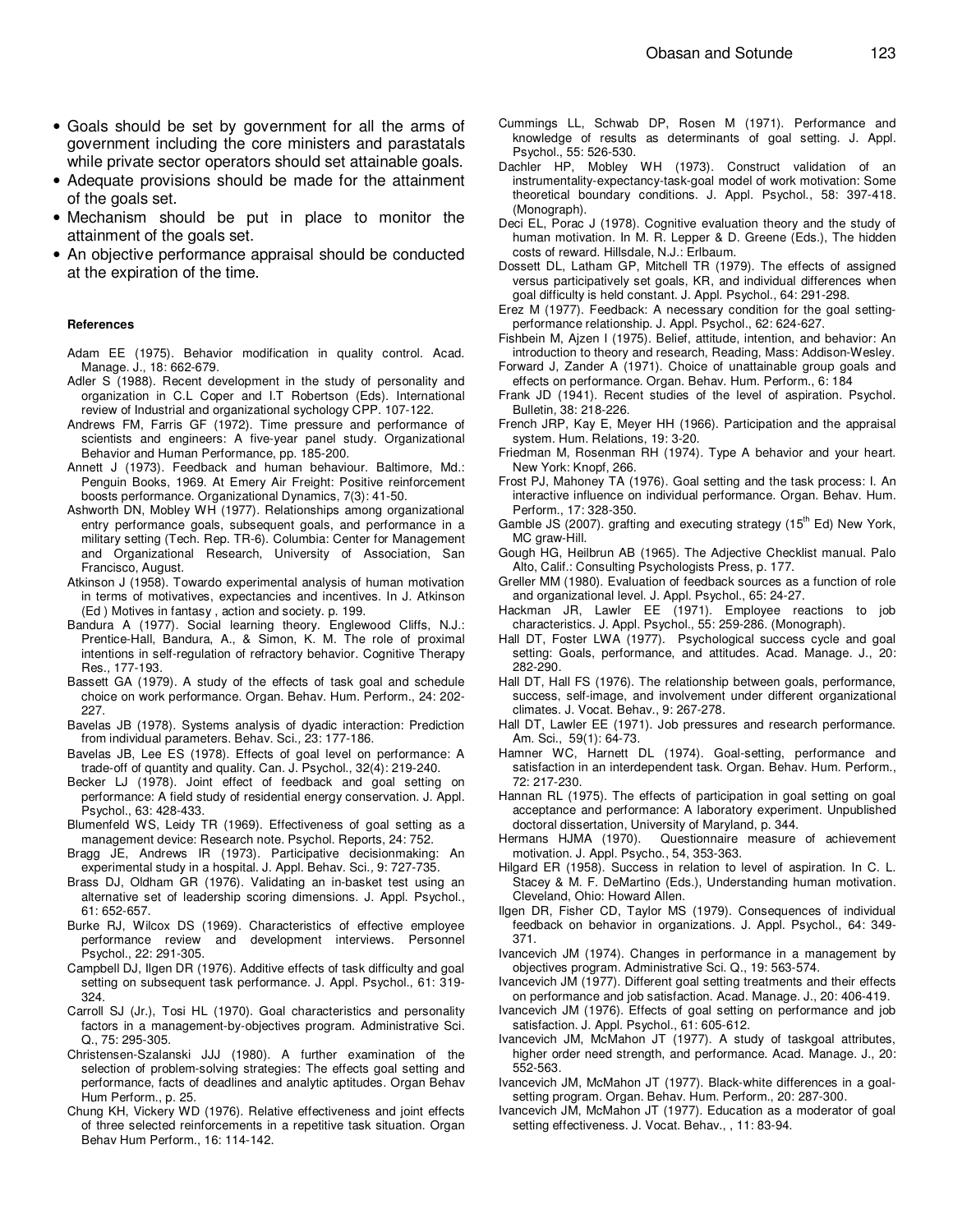- Goals should be set by government for all the arms of government including the core ministers and parastatals while private sector operators should set attainable goals.
- Adequate provisions should be made for the attainment of the goals set.
- Mechanism should be put in place to monitor the attainment of the goals set.
- An objective performance appraisal should be conducted at the expiration of the time.

#### References

Adam EE (1975). Behavior modification in quality control. Acad. Manage. J., 18: 662-679.

Adler S (1988). Recent development in the study of personality and organization in C.L Coper and I.T Robertson (Eds). International review of Industrial and organizational sychology CPP. 107-122.

Andrews FM, Farris GF (1972). Time pressure and performance of scientists and engineers: A five-year panel study. Organizational Behavior and Human Performance, pp. 185-200.

Annett J (1973). Feedback and human behaviour. Baltimore, Md.: Penguin Books, 1969. At Emery Air Freight: Positive reinforcement boosts performance. Organizational Dynamics, 7(3): 41-50.

Ashworth DN, Mobley WH (1977). Relationships among organizational entry performance goals, subsequent goals, and performance in a military setting (Tech. Rep. TR-6). Columbia: Center for Management and Organizational Research, University of Association, San Francisco, August.

Atkinson J (1958). Towardo experimental analysis of human motivation in terms of motivatives, expectancies and incentives. In J. Atkinson (Ed ) Motives in fantasy , action and society. p. 199.

Bandura A (1977). Social learning theory. Englewood Cliffs, N.J.: Prentice-Hall, Bandura, A., & Simon, K. M. The role of proximal intentions in self-regulation of refractory behavior. Cognitive Therapy Res., 177-193.

Bassett GA (1979). A study of the effects of task goal and schedule choice on work performance. Organ. Behav. Hum. Perform., 24: 202-227.

Bavelas JB (1978). Systems analysis of dyadic interaction: Prediction from individual parameters. Behav. Sci., 23: 177-186.

Bavelas JB, Lee ES (1978). Effects of goal level on performance: A trade-off of quantity and quality. Can. J. Psychol., 32(4): 219-240.

Becker LJ (1978). Joint effect of feedback and goal setting on performance: A field study of residential energy conservation. J. Appl. Psychol., 63: 428-433.

Blumenfeld WS, Leidy TR (1969). Effectiveness of goal setting as a management device: Research note. Psychol. Reports, 24: 752.

Bragg JE, Andrews IR (1973). Participative decisionmaking: An experimental study in a hospital. J. Appl. Behav. Sci., 9: 727-735.

Brass DJ, Oldham GR (1976). Validating an in-basket test using an alternative set of leadership scoring dimensions. J. Appl. Psychol., 61: 652-657.

Burke RJ, Wilcox DS (1969). Characteristics of effective employee performance review and development interviews. Personnel Psychol., 22: 291-305.

Campbell DJ, Ilgen DR (1976). Additive effects of task difficulty and goal setting on subsequent task performance. J. Appl. Psychol., 61: 319-324.

Carroll SJ (Jr.), Tosi HL (1970). Goal characteristics and personality factors in a management-by-objectives program. Administrative Sci. Q., 75: 295-305.

Christensen-Szalanski JJJ (1980). A further examination of the selection of problem-solving strategies: The effects goal setting and performance, facts of deadlines and analytic aptitudes. Organ Behav Hum Perform., p. 25.

Chung KH, Vickery WD (1976). Relative effectiveness and joint effects of three selected reinforcements in a repetitive task situation. Organ Behav Hum Perform., 16: 114-142.

Cummings LL, Schwab DP, Rosen M (1971). Performance and knowledge of results as determinants of goal setting. J. Appl. Psychol., 55: 526-530.

Dachler HP, Mobley WH (1973). Construct validation of an instrumentality-expectancy-task-goal model of work motivation: Some theoretical boundary conditions. J. Appl. Psychol., 58: 397-418. (Monograph).

Deci EL, Porac J (1978). Cognitive evaluation theory and the study of human motivation. In M. R. Lepper & D. Greene (Eds.), The hidden costs of reward. Hillsdale, N.J.: Erlbaum.

Dossett DL, Latham GP, Mitchell TR (1979). The effects of assigned versus participatively set goals, KR, and individual differences when goal difficulty is held constant. J. Appl. Psychol., 64: 291-298.

Erez M (1977). Feedback: A necessary condition for the goal setting-performance relationship. J. Appl. Psychol., 62: 624-627.

Fishbein M, Ajzen I (1975). Belief, attitude, intention, and behavior: An introduction to theory and research, Reading, Mass: Addison-Wesley.

Forward J, Zander A (1971). Choice of unattainable group goals and effects on performance. Organ. Behav. Hum. Perform., 6: 184

Frank JD (1941). Recent studies of the level of aspiration. Psychol. Bulletin, 38: 218-226.

French JRP, Kay E, Meyer HH (1966). Participation and the appraisal system. Hum. Relations, 19: 3-20.

Friedman M, Rosenman RH (1974). Type A behavior and your heart. New York: Knopf, 266.

Frost PJ, Mahoney TA (1976). Goal setting and the task process: I. An interactive influence on individual performance. Organ. Behav. Hum. Perform., 17: 328-350.

Gamble JS (2007). grafting and executing strategy (15th Ed) New York, MC graw-Hill.

Gough HG, Heilbrun AB (1965). The Adjective Checklist manual. Palo Alto, Calif.: Consulting Psychologists Press, p. 177.

Greller MM (1980). Evaluation of feedback sources as a function of role and organizational level. J. Appl. Psychol., 65: 24-27.

Hackman JR, Lawler EE (1971). Employee reactions to job characteristics. J. Appl. Psychol., 55: 259-286. (Monograph).

Hall DT, Foster LWA (1977). Psychological success cycle and goal setting: Goals, performance, and attitudes. Acad. Manage. J., 20: 282-290.

Hall DT, Hall FS (1976). The relationship between goals, performance, success, self-image, and involvement under different organizational climates. J. Vocat. Behav., 9: 267-278.

Hall DT, Lawler EE (1971). Job pressures and research performance. Am. Sci., 59(1): 64-73.

Hamner WC, Harnett DL (1974). Goal-setting, performance and satisfaction in an interdependent task. Organ. Behav. Hum. Perform., 72: 217-230.

Hannan RL (1975). The effects of participation in goal setting on goal acceptance and performance: A laboratory experiment. Unpublished doctoral dissertation, University of Maryland, p. 344.

Hermans HJMA (1970). Questionnaire measure of achievement motivation. J. Appl. Psycho., 54, 353-363.

Hilgard ER (1958). Success in relation to level of aspiration. In C. L. Stacey & M. F. DeMartino (Eds.), Understanding human motivation. Cleveland, Ohio: Howard Allen.

Ilgen DR, Fisher CD, Taylor MS (1979). Consequences of individual feedback on behavior in organizations. J. Appl. Psychol., 64: 349-371.

Ivancevich JM (1974). Changes in performance in a management by objectives program. Administrative Sci. Q., 19: 563-574.

Ivancevich JM (1977). Different goal setting treatments and their effects on performance and job satisfaction. Acad. Manage. J., 20: 406-419.

Ivancevich JM (1976). Effects of goal setting on performance and job satisfaction. J. Appl. Psychol., 61: 605-612.

Ivancevich JM, McMahon JT (1977). A study of taskgoal attributes, higher order need strength, and performance. Acad. Manage. J., 20: 552-563.

Ivancevich JM, McMahon JT (1977). Black-white differences in a goal-setting program. Organ. Behav. Hum. Perform., 20: 287-300.

Ivancevich JM, McMahon JT (1977). Education as a moderator of goal setting effectiveness. J. Vocat. Behav., , 11: 83-94.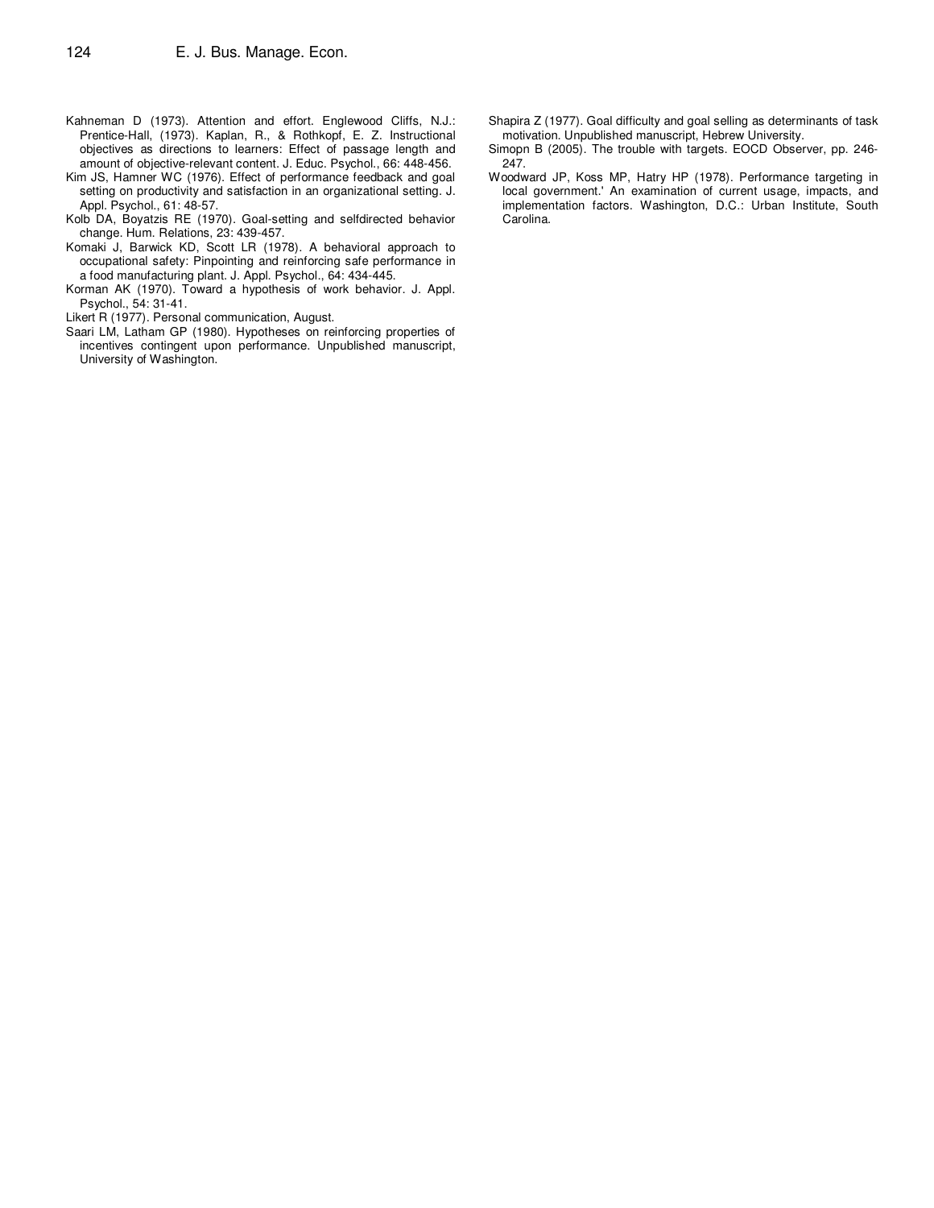Kahneman D (1973). Attention and effort. Englewood Cliffs, N.J.: Prentice-Hall, (1973). Kaplan, R., & Rothkopf, E. Z. Instructional objectives as directions to learners: Effect of passage length and amount of objective-relevant content. J. Educ. Psychol., 66: 448-456.

Kim JS, Hamner WC (1976). Effect of performance feedback and goal setting on productivity and satisfaction in an organizational setting. J. Appl. Psychol., 61: 48-57.

Kolb DA, Boyatzis RE (1970). Goal-setting and selfdirected behavior change. Hum. Relations, 23: 439-457.

Komaki J, Barwick KD, Scott LR (1978). A behavioral approach to occupational safety: Pinpointing and reinforcing safe performance in a food manufacturing plant. J. Appl. Psychol., 64: 434-445.

Korman AK (1970). Toward a hypothesis of work behavior. J. Appl. Psychol., 54: 31-41.

Likert R (1977). Personal communication, August.

Saari LM, Latham GP (1980). Hypotheses on reinforcing properties of incentives contingent upon performance. Unpublished manuscript, University of Washington.

Shapira Z (1977). Goal difficulty and goal selling as determinants of task motivation. Unpublished manuscript, Hebrew University.

Simopn B (2005). The trouble with targets. EOCD Observer, pp. 246-247.

Woodward JP, Koss MP, Hatry HP (1978). Performance targeting in local government.' An examination of current usage, impacts, and implementation factors. Washington, D.C.: Urban Institute, South Carolina.